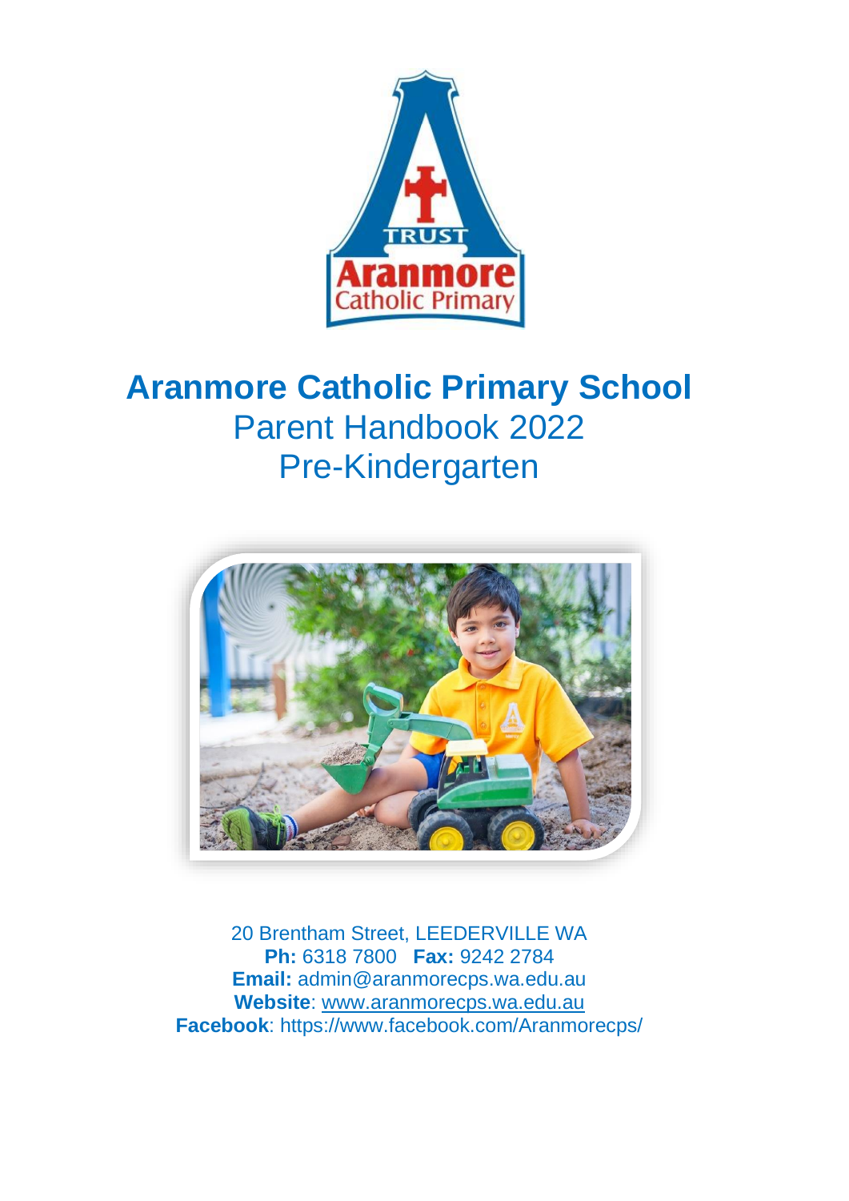# Aranmore Catholic Primary School

## Parent Handbook 2022
## Pre-Kindergarten

20 Brentham Street, LEEDERVILLE WA
**Ph:** 6318 7800 **Fax:** 9242 2784
**Email:** admin@aranmorecps.wa.edu.au
**Website**: www.aranmorecps.wa.edu.au
**Facebook**: https://www.facebook.com/Aranmorecps/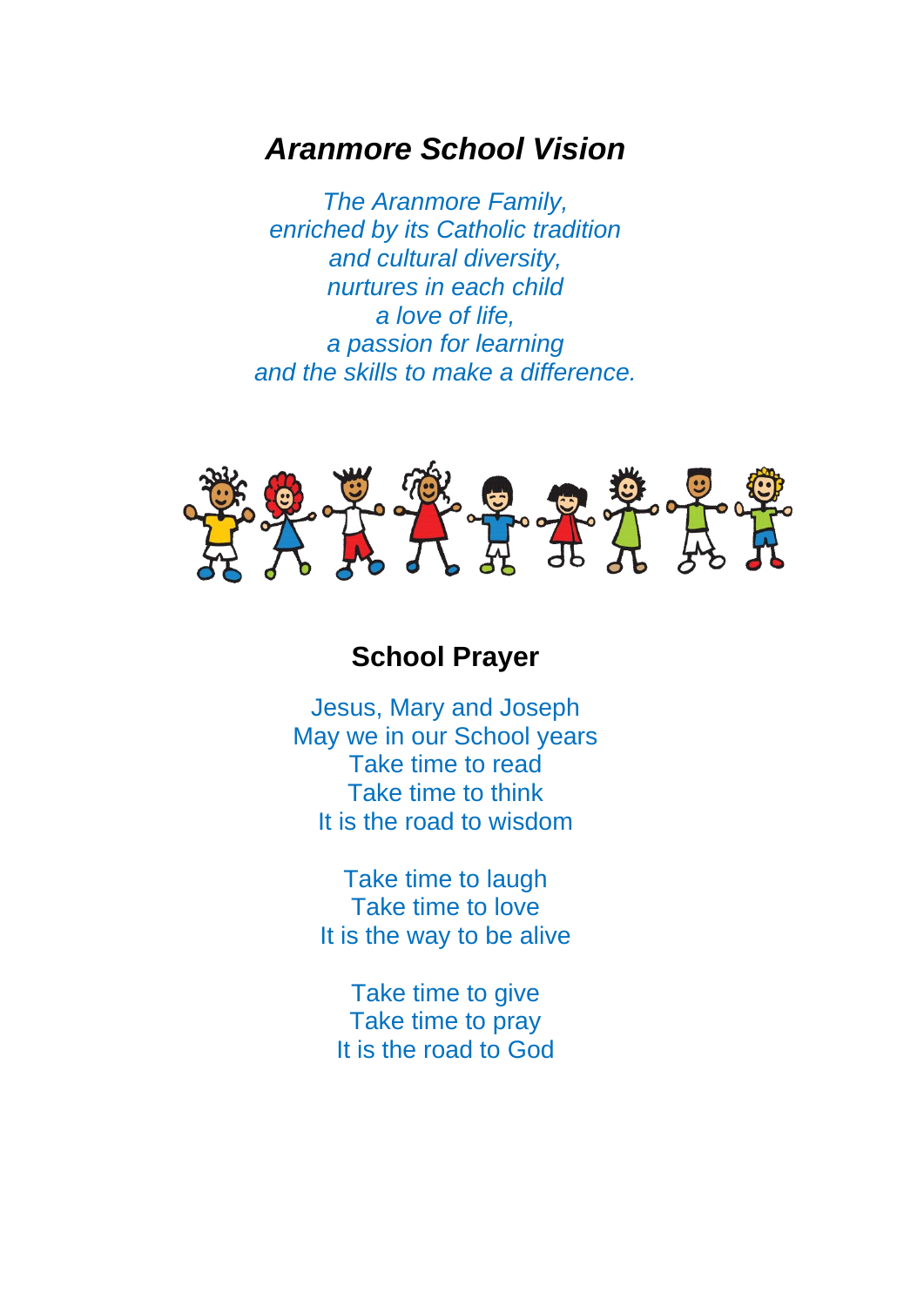# *Aranmore School Vision*

*The Aranmore Family,*
*enriched by its Catholic tradition*
*and cultural diversity,*
*nurtures in each child*
*a love of life,*
*a passion for learning*
*and the skills to make a difference.*

## School Prayer

Jesus, Mary and Joseph
May we in our School years
Take time to read
Take time to think
It is the road to wisdom

Take time to laugh
Take time to love
It is the way to be alive

Take time to give
Take time to pray
It is the road to God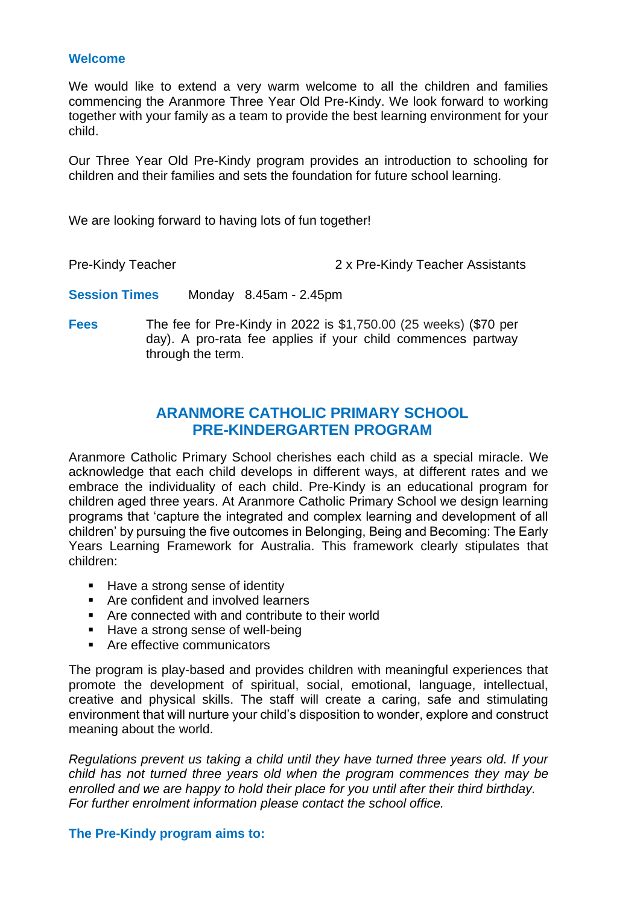### Welcome

We would like to extend a very warm welcome to all the children and families commencing the Aranmore Three Year Old Pre-Kindy. We look forward to working together with your family as a team to provide the best learning environment for your child.

Our Three Year Old Pre-Kindy program provides an introduction to schooling for children and their families and sets the foundation for future school learning.

We are looking forward to having lots of fun together!

Pre-Kindy Teacher 2 x Pre-Kindy Teacher Assistants

**Session Times** Monday 8.45am - 2.45pm

**Fees** The fee for Pre-Kindy in 2022 is $1,750.00 (25 weeks) ($70 per day). A pro-rata fee applies if your child commences partway through the term.

## ARANMORE CATHOLIC PRIMARY SCHOOL
## PRE-KINDERGARTEN PROGRAM

Aranmore Catholic Primary School cherishes each child as a special miracle. We acknowledge that each child develops in different ways, at different rates and we embrace the individuality of each child. Pre-Kindy is an educational program for children aged three years. At Aranmore Catholic Primary School we design learning programs that 'capture the integrated and complex learning and development of all children' by pursuing the five outcomes in Belonging, Being and Becoming: The Early Years Learning Framework for Australia. This framework clearly stipulates that children:

- Have a strong sense of identity
- Are confident and involved learners
- Are connected with and contribute to their world
- Have a strong sense of well-being
- Are effective communicators

The program is play-based and provides children with meaningful experiences that promote the development of spiritual, social, emotional, language, intellectual, creative and physical skills. The staff will create a caring, safe and stimulating environment that will nurture your child's disposition to wonder, explore and construct meaning about the world.

*Regulations prevent us taking a child until they have turned three years old. If your child has not turned three years old when the program commences they may be enrolled and we are happy to hold their place for you until after their third birthday. For further enrolment information please contact the school office.*

### The Pre-Kindy program aims to: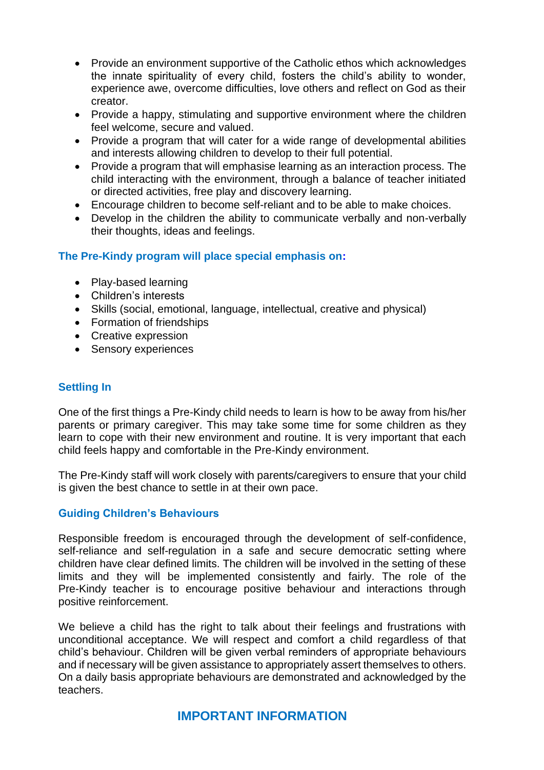- Provide an environment supportive of the Catholic ethos which acknowledges the innate spirituality of every child, fosters the child's ability to wonder, experience awe, overcome difficulties, love others and reflect on God as their creator.
- Provide a happy, stimulating and supportive environment where the children feel welcome, secure and valued.
- Provide a program that will cater for a wide range of developmental abilities and interests allowing children to develop to their full potential.
- Provide a program that will emphasise learning as an interaction process. The child interacting with the environment, through a balance of teacher initiated or directed activities, free play and discovery learning.
- Encourage children to become self-reliant and to be able to make choices.
- Develop in the children the ability to communicate verbally and non-verbally their thoughts, ideas and feelings.

### The Pre-Kindy program will place special emphasis on:

- Play-based learning
- Children's interests
- Skills (social, emotional, language, intellectual, creative and physical)
- Formation of friendships
- Creative expression
- Sensory experiences

### Settling In

One of the first things a Pre-Kindy child needs to learn is how to be away from his/her parents or primary caregiver. This may take some time for some children as they learn to cope with their new environment and routine. It is very important that each child feels happy and comfortable in the Pre-Kindy environment.

The Pre-Kindy staff will work closely with parents/caregivers to ensure that your child is given the best chance to settle in at their own pace.

### Guiding Children's Behaviours

Responsible freedom is encouraged through the development of self-confidence, self-reliance and self-regulation in a safe and secure democratic setting where children have clear defined limits. The children will be involved in the setting of these limits and they will be implemented consistently and fairly. The role of the Pre-Kindy teacher is to encourage positive behaviour and interactions through positive reinforcement.

We believe a child has the right to talk about their feelings and frustrations with unconditional acceptance. We will respect and comfort a child regardless of that child's behaviour. Children will be given verbal reminders of appropriate behaviours and if necessary will be given assistance to appropriately assert themselves to others. On a daily basis appropriate behaviours are demonstrated and acknowledged by the teachers.

## IMPORTANT INFORMATION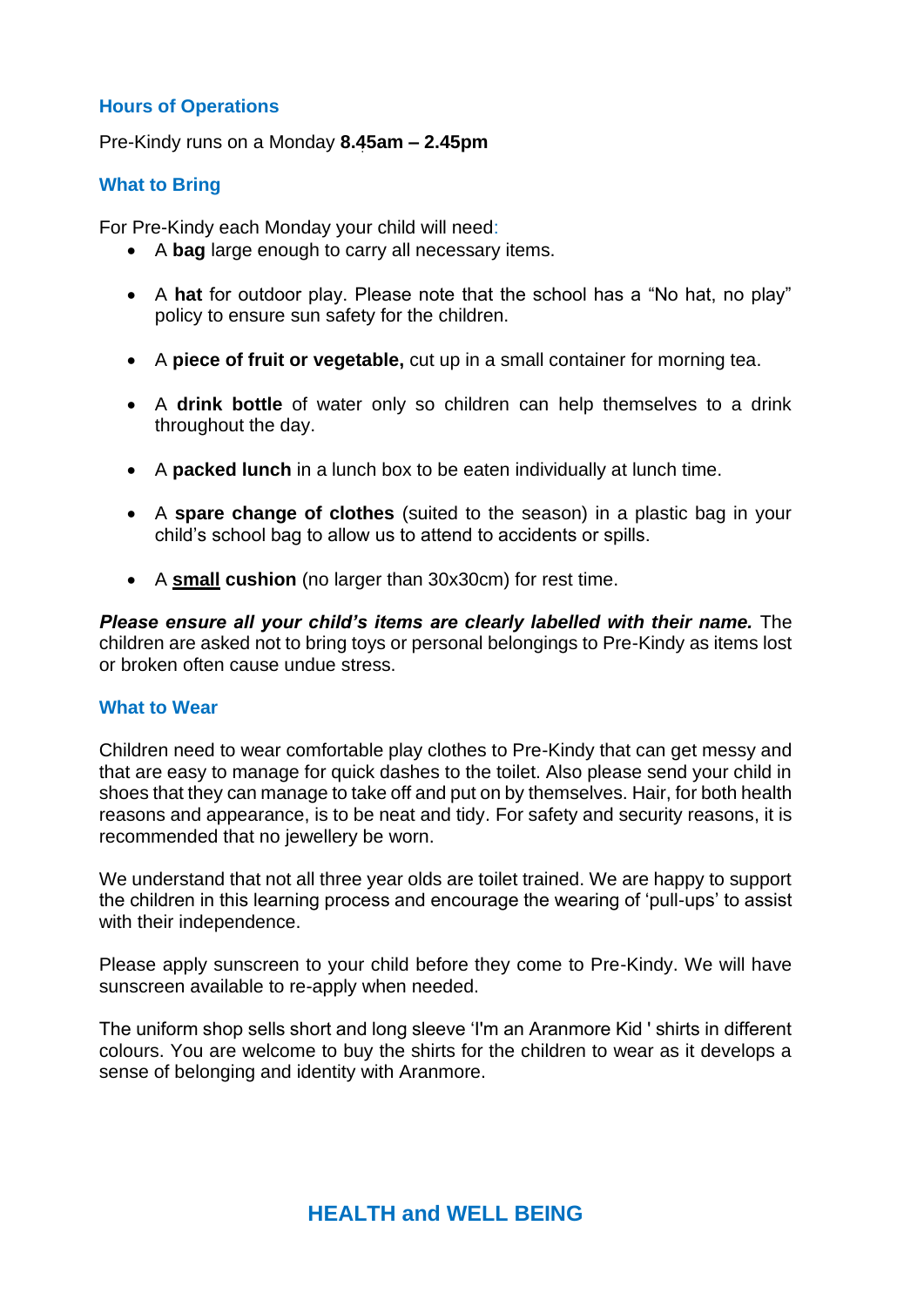## Hours of Operations

Pre-Kindy runs on a Monday **8.45am – 2.45pm**

## What to Bring

For Pre-Kindy each Monday your child will need:

- A **bag** large enough to carry all necessary items.
- A **hat** for outdoor play. Please note that the school has a “No hat, no play” policy to ensure sun safety for the children.
- A **piece of fruit or vegetable,** cut up in a small container for morning tea.
- A **drink bottle** of water only so children can help themselves to a drink throughout the day.
- A **packed lunch** in a lunch box to be eaten individually at lunch time.
- A **spare change of clothes** (suited to the season) in a plastic bag in your child’s school bag to allow us to attend to accidents or spills.
- A <u>**small**</u> **cushion** (no larger than 30x30cm) for rest time.

***Please ensure all your child’s items are clearly labelled with their name.*** The children are asked not to bring toys or personal belongings to Pre-Kindy as items lost or broken often cause undue stress.

## What to Wear

Children need to wear comfortable play clothes to Pre-Kindy that can get messy and that are easy to manage for quick dashes to the toilet. Also please send your child in shoes that they can manage to take off and put on by themselves. Hair, for both health reasons and appearance, is to be neat and tidy. For safety and security reasons, it is recommended that no jewellery be worn.

We understand that not all three year olds are toilet trained. We are happy to support the children in this learning process and encourage the wearing of ‘pull-ups’ to assist with their independence.

Please apply sunscreen to your child before they come to Pre-Kindy. We will have sunscreen available to re-apply when needed.

The uniform shop sells short and long sleeve ‘I'm an Aranmore Kid ' shirts in different colours. You are welcome to buy the shirts for the children to wear as it develops a sense of belonging and identity with Aranmore.

# HEALTH and WELL BEING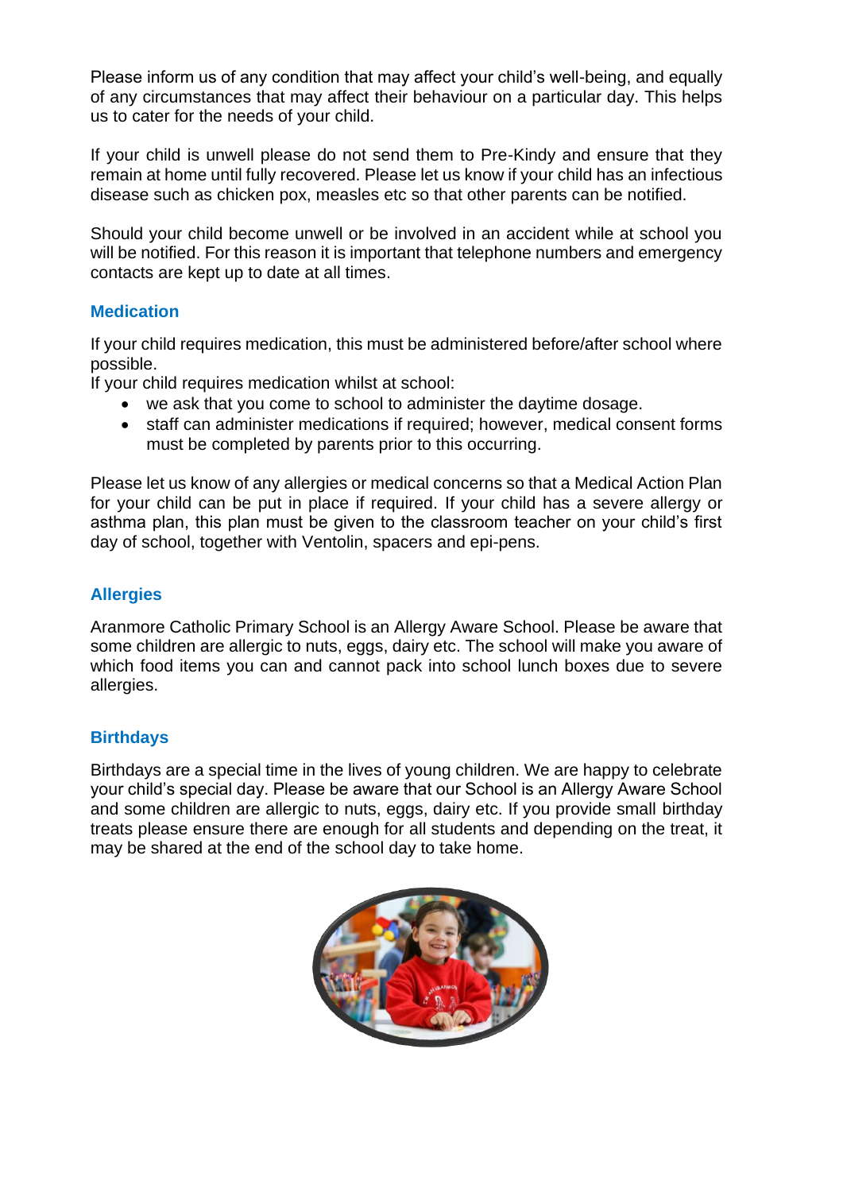Please inform us of any condition that may affect your child's well-being, and equally of any circumstances that may affect their behaviour on a particular day. This helps us to cater for the needs of your child.

If your child is unwell please do not send them to Pre-Kindy and ensure that they remain at home until fully recovered. Please let us know if your child has an infectious disease such as chicken pox, measles etc so that other parents can be notified.

Should your child become unwell or be involved in an accident while at school you will be notified. For this reason it is important that telephone numbers and emergency contacts are kept up to date at all times.

### Medication

If your child requires medication, this must be administered before/after school where possible.
If your child requires medication whilst at school:

- we ask that you come to school to administer the daytime dosage.
- staff can administer medications if required; however, medical consent forms must be completed by parents prior to this occurring.

Please let us know of any allergies or medical concerns so that a Medical Action Plan for your child can be put in place if required. If your child has a severe allergy or asthma plan, this plan must be given to the classroom teacher on your child's first day of school, together with Ventolin, spacers and epi-pens.

### Allergies

Aranmore Catholic Primary School is an Allergy Aware School. Please be aware that some children are allergic to nuts, eggs, dairy etc. The school will make you aware of which food items you can and cannot pack into school lunch boxes due to severe allergies.

### Birthdays

Birthdays are a special time in the lives of young children. We are happy to celebrate your child's special day. Please be aware that our School is an Allergy Aware School and some children are allergic to nuts, eggs, dairy etc. If you provide small birthday treats please ensure there are enough for all students and depending on the treat, it may be shared at the end of the school day to take home.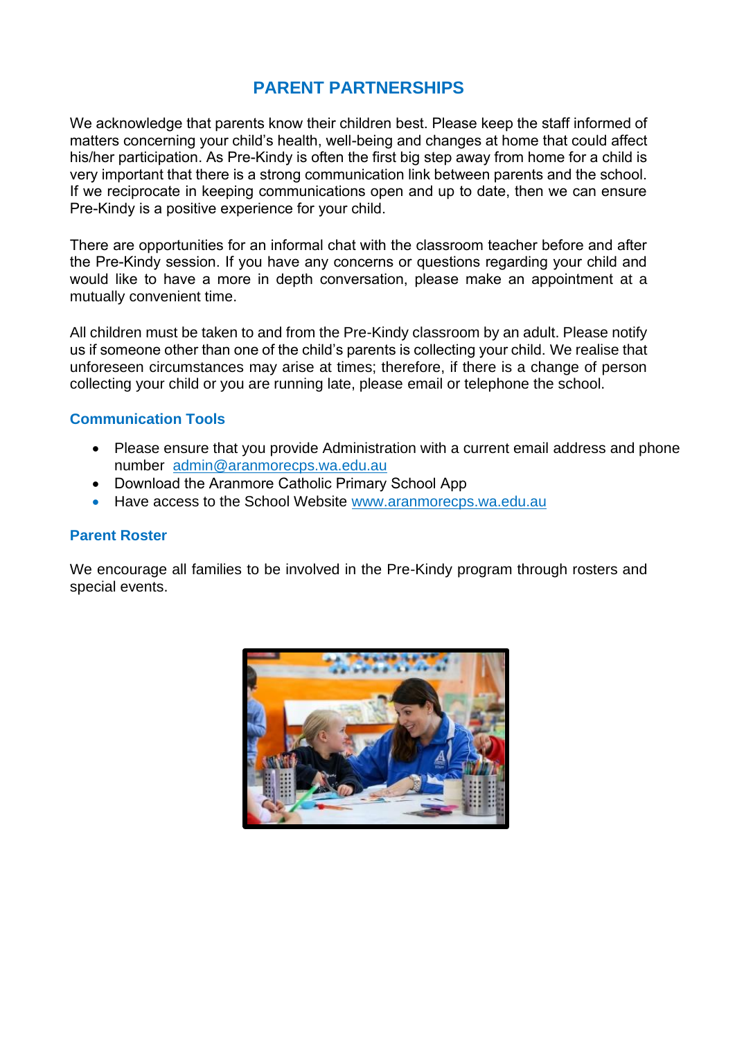# PARENT PARTNERSHIPS

We acknowledge that parents know their children best. Please keep the staff informed of matters concerning your child's health, well-being and changes at home that could affect his/her participation. As Pre-Kindy is often the first big step away from home for a child is very important that there is a strong communication link between parents and the school. If we reciprocate in keeping communications open and up to date, then we can ensure Pre-Kindy is a positive experience for your child.

There are opportunities for an informal chat with the classroom teacher before and after the Pre-Kindy session. If you have any concerns or questions regarding your child and would like to have a more in depth conversation, please make an appointment at a mutually convenient time.

All children must be taken to and from the Pre-Kindy classroom by an adult. Please notify us if someone other than one of the child's parents is collecting your child. We realise that unforeseen circumstances may arise at times; therefore, if there is a change of person collecting your child or you are running late, please email or telephone the school.

## Communication Tools

- Please ensure that you provide Administration with a current email address and phone number admin@aranmorecps.wa.edu.au
- Download the Aranmore Catholic Primary School App
- Have access to the School Website www.aranmorecps.wa.edu.au

## Parent Roster

We encourage all families to be involved in the Pre-Kindy program through rosters and special events.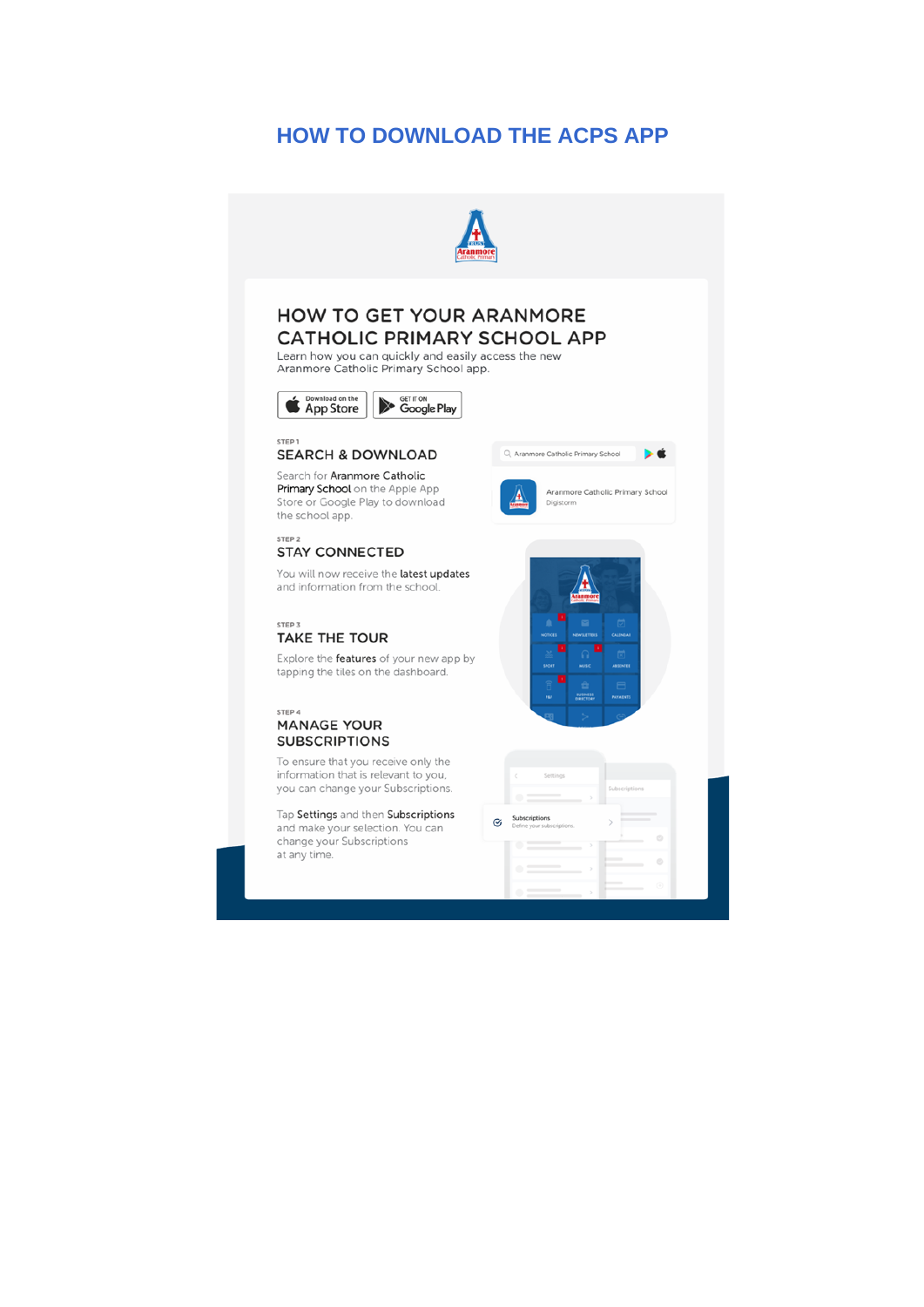# HOW TO DOWNLOAD THE ACPS APP

## HOW TO GET YOUR ARANMORE CATHOLIC PRIMARY SCHOOL APP

Learn how you can quickly and easily access the new Aranmore Catholic Primary School app.

Download on the App Store | GET IT ON Google Play

STEP 1

### SEARCH & DOWNLOAD

Search for **Aranmore Catholic Primary School** on the Apple App Store or Google Play to download the school app.

STEP 2

### STAY CONNECTED

You will now receive the **latest updates** and information from the school.

STEP 3

### TAKE THE TOUR

Explore the **features** of your new app by tapping the tiles on the dashboard.

STEP 4

### MANAGE YOUR SUBSCRIPTIONS

To ensure that you receive only the information that is relevant to you, you can change your Subscriptions.

Tap **Settings** and then **Subscriptions** and make your selection. You can change your Subscriptions at any time.